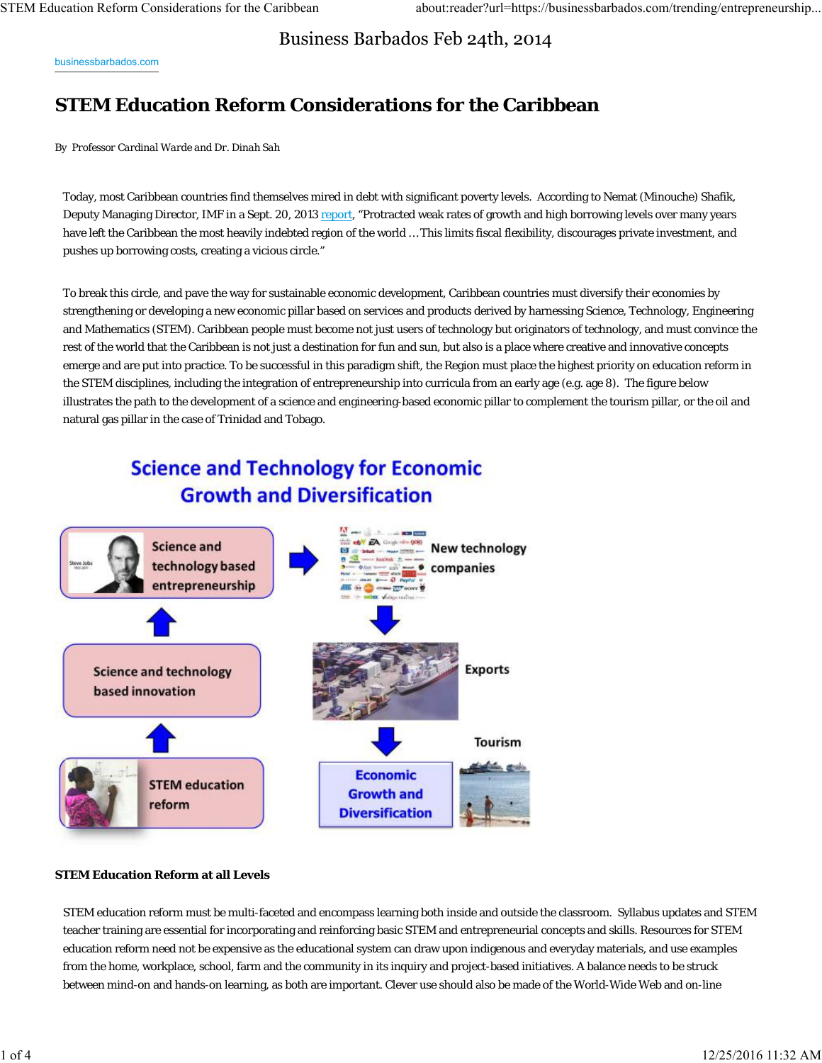Business Barbados Feb 24th, 2014

businessbarbados.com

# STEM Education Reform Considerations for the Caribbean

By *Professor Cardinal Warde and Dr. Dinah Sah*

Today, most Caribbean countries find themselves mired in debt with significant poverty levels. According to Nemat (Minouche) Shafik, Deputy Managing Director, IMF in a Sept. 20, 2013 report, "Protracted weak rates of growth and high borrowing levels over many years have left the Caribbean the most heavily indebted region of the world …This limits fiscal flexibility, discourages private investment, and pushes up borrowing costs, creating a vicious circle."

To break this circle, and pave the way for sustainable economic development, Caribbean countries must diversify their economies by strengthening or developing a new economic pillar based on services and products derived by harnessing Science, Technology, Engineering and Mathematics (STEM). Caribbean people must become not just users of technology but originators of technology, and must convince the rest of the world that the Caribbean is not just a destination for fun and sun, but also is a place where creative and innovative concepts emerge and are put into practice. To be successful in this paradigm shift, the Region must place the highest priority on education reform in the STEM disciplines, including the integration of entrepreneurship into curricula from an early age (e.g. age 8). The figure below illustrates the path to the development of a science and engineering-based economic pillar to complement the tourism pillar, or the oil and natural gas pillar in the case of Trinidad and Tobago.

**Science and Technology for Economic Growth and Diversification**

STEM education reform → Science and technology based innovation → Science and technology based entrepreneurship → New technology companies → Exports → Economic Growth and Diversification ← Tourism

### STEM Education Reform at all Levels

STEM education reform must be multi-faceted and encompass learning both inside and outside the classroom. Syllabus updates and STEM teacher training are essential for incorporating and reinforcing basic STEM and entrepreneurial concepts and skills. Resources for STEM education reform need not be expensive as the educational system can draw upon indigenous and everyday materials, and use examples from the home, workplace, school, farm and the community in its inquiry and project-based initiatives. A balance needs to be struck between mind-on and hands-on learning, as both are important. Clever use should also be made of the World-Wide Web and on-line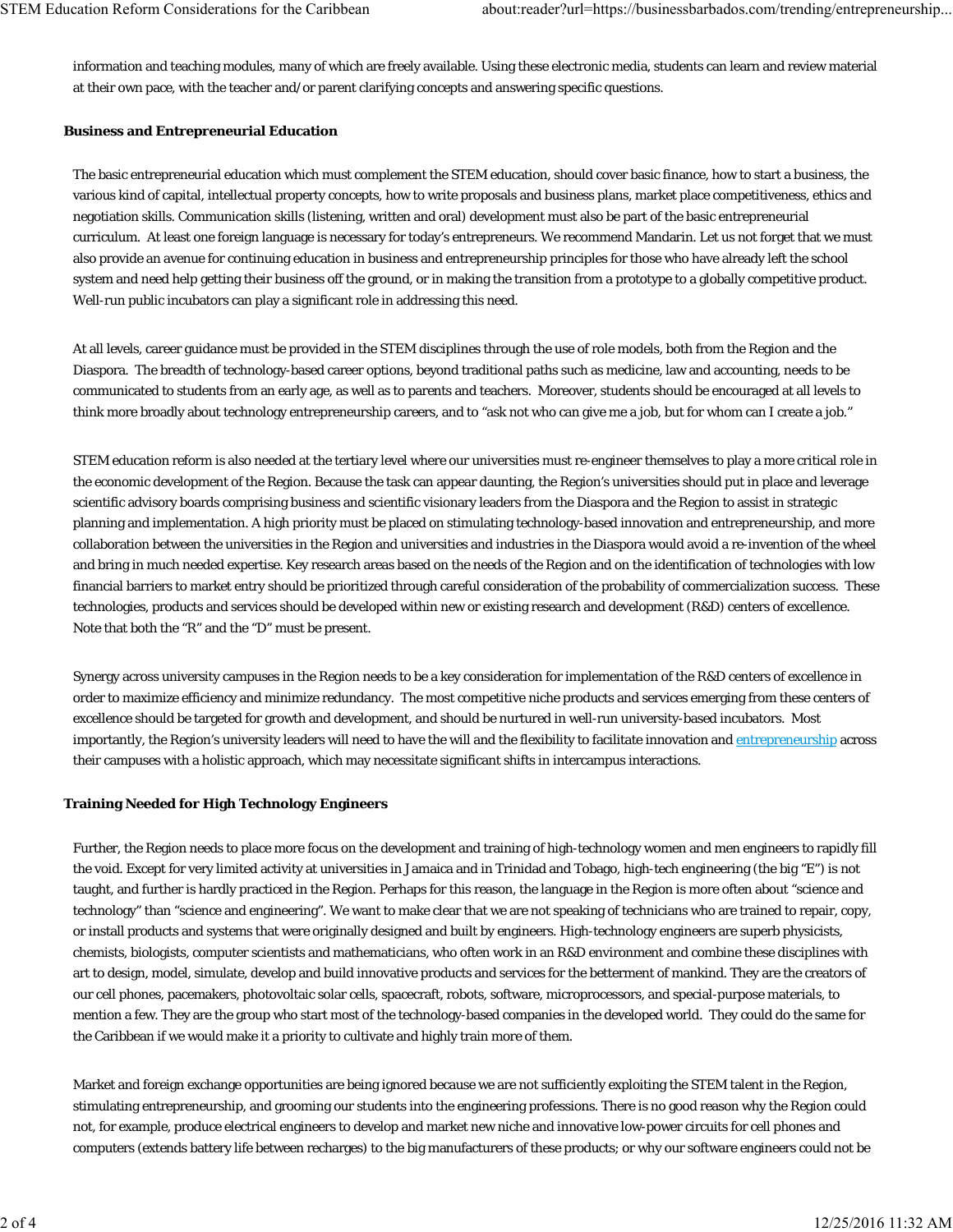information and teaching modules, many of which are freely available. Using these electronic media, students can learn and review material at their own pace, with the teacher and/or parent clarifying concepts and answering specific questions.

### Business and Entrepreneurial Education

The basic entrepreneurial education which must complement the STEM education, should cover basic finance, how to start a business, the various kind of capital, intellectual property concepts, how to write proposals and business plans, market place competitiveness, ethics and negotiation skills. Communication skills (listening, written and oral) development must also be part of the basic entrepreneurial curriculum. At least one foreign language is necessary for today's entrepreneurs. We recommend Mandarin. Let us not forget that we must also provide an avenue for continuing education in business and entrepreneurship principles for those who have already left the school system and need help getting their business off the ground, or in making the transition from a prototype to a globally competitive product. Well-run public incubators can play a significant role in addressing this need.

At all levels, career guidance must be provided in the STEM disciplines through the use of role models, both from the Region and the Diaspora. The breadth of technology-based career options, beyond traditional paths such as medicine, law and accounting, needs to be communicated to students from an early age, as well as to parents and teachers. Moreover, students should be encouraged at all levels to think more broadly about technology entrepreneurship careers, and to "ask not who can give me a job, but for whom can I create a job."

STEM education reform is also needed at the tertiary level where our universities must re-engineer themselves to play a more critical role in the economic development of the Region. Because the task can appear daunting, the Region's universities should put in place and leverage scientific advisory boards comprising business and scientific visionary leaders from the Diaspora and the Region to assist in strategic planning and implementation. A high priority must be placed on stimulating technology-based innovation and entrepreneurship, and more collaboration between the universities in the Region and universities and industries in the Diaspora would avoid a re-invention of the wheel and bring in much needed expertise. Key research areas based on the needs of the Region and on the identification of technologies with low financial barriers to market entry should be prioritized through careful consideration of the probability of commercialization success. These technologies, products and services should be developed within new or existing research and development (R&D) centers of excellence. Note that both the "R" and the "D" must be present.

Synergy across university campuses in the Region needs to be a key consideration for implementation of the R&D centers of excellence in order to maximize efficiency and minimize redundancy. The most competitive niche products and services emerging from these centers of excellence should be targeted for growth and development, and should be nurtured in well-run university-based incubators. Most importantly, the Region's university leaders will need to have the will and the flexibility to facilitate innovation and entrepreneurship across their campuses with a holistic approach, which may necessitate significant shifts in intercampus interactions.

### Training Needed for High Technology Engineers

Further, the Region needs to place more focus on the development and training of high-technology women and men engineers to rapidly fill the void. Except for very limited activity at universities in Jamaica and in Trinidad and Tobago, high-tech engineering (the big "E") is not taught, and further is hardly practiced in the Region. Perhaps for this reason, the language in the Region is more often about "science and technology" than "science and engineering". We want to make clear that we are not speaking of technicians who are trained to repair, copy, or install products and systems that were originally designed and built by engineers. High-technology engineers are superb physicists, chemists, biologists, computer scientists and mathematicians, who often work in an R&D environment and combine these disciplines with art to design, model, simulate, develop and build innovative products and services for the betterment of mankind. They are the creators of our cell phones, pacemakers, photovoltaic solar cells, spacecraft, robots, software, microprocessors, and special-purpose materials, to mention a few. They are the group who start most of the technology-based companies in the developed world. They could do the same for the Caribbean if we would make it a priority to cultivate and highly train more of them.

Market and foreign exchange opportunities are being ignored because we are not sufficiently exploiting the STEM talent in the Region, stimulating entrepreneurship, and grooming our students into the engineering professions. There is no good reason why the Region could not, for example, produce electrical engineers to develop and market new niche and innovative low-power circuits for cell phones and computers (extends battery life between recharges) to the big manufacturers of these products; or why our software engineers could not be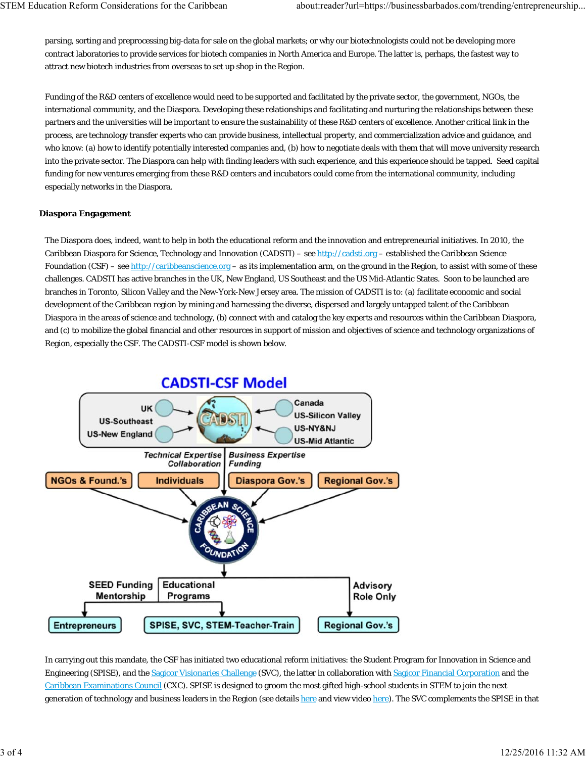parsing, sorting and preprocessing big-data for sale on the global markets; or why our biotechnologists could not be developing more contract laboratories to provide services for biotech companies in North America and Europe. The latter is, perhaps, the fastest way to attract new biotech industries from overseas to set up shop in the Region.

Funding of the R&D centers of excellence would need to be supported and facilitated by the private sector, the government, NGOs, the international community, and the Diaspora. Developing these relationships and facilitating and nurturing the relationships between these partners and the universities will be important to ensure the sustainability of these R&D centers of excellence. Another critical link in the process, are technology transfer experts who can provide business, intellectual property, and commercialization advice and guidance, and who know: (a) how to identify potentially interested companies and, (b) how to negotiate deals with them that will move university research into the private sector. The Diaspora can help with finding leaders with such experience, and this experience should be tapped. Seed capital funding for new ventures emerging from these R&D centers and incubators could come from the international community, including especially networks in the Diaspora.

**Diaspora Engagement**

The Diaspora does, indeed, want to help in both the educational reform and the innovation and entrepreneurial initiatives. In 2010, the Caribbean Diaspora for Science, Technology and Innovation (CADSTI) – see http://cadsti.org – established the Caribbean Science Foundation (CSF) – see http://caribbeanscience.org – as its implementation arm, on the ground in the Region, to assist with some of these challenges. CADSTI has active branches in the UK, New England, US Southeast and the US Mid-Atlantic States. Soon to be launched are branches in Toronto, Silicon Valley and the New-York-New Jersey area. The mission of CADSTI is to: (a) facilitate economic and social development of the Caribbean region by mining and harnessing the diverse, dispersed and largely untapped talent of the Caribbean Diaspora in the areas of science and technology, (b) connect with and catalog the key experts and resources within the Caribbean Diaspora, and (c) to mobilize the global financial and other resources in support of mission and objectives of science and technology organizations of Region, especially the CSF. The CADSTI-CSF model is shown below.

**CADSTI-CSF Model**

UK, US-Southeast, US-New England → CADSTI ← Canada, US-Silicon Valley, US-NY&NJ, US-Mid Atlantic

*Technical Expertise Collaboration* | *Business Expertise Funding*

NGOs & Found.'s | Individuals | Diaspora Gov.'s | Regional Gov.'s → Caribbean Science Foundation

SEED Funding Mentorship → Entrepreneurs
Educational Programs → SPISE, SVC, STEM-Teacher-Train
Advisory Role Only → Regional Gov.'s

In carrying out this mandate, the CSF has initiated two educational reform initiatives: the Student Program for Innovation in Science and Engineering (SPISE), and the Sagicor Visionaries Challenge (SVC), the latter in collaboration with Sagicor Financial Corporation and the Caribbean Examinations Council (CXC). SPISE is designed to groom the most gifted high-school students in STEM to join the next generation of technology and business leaders in the Region (see details here and view video here). The SVC complements the SPISE in that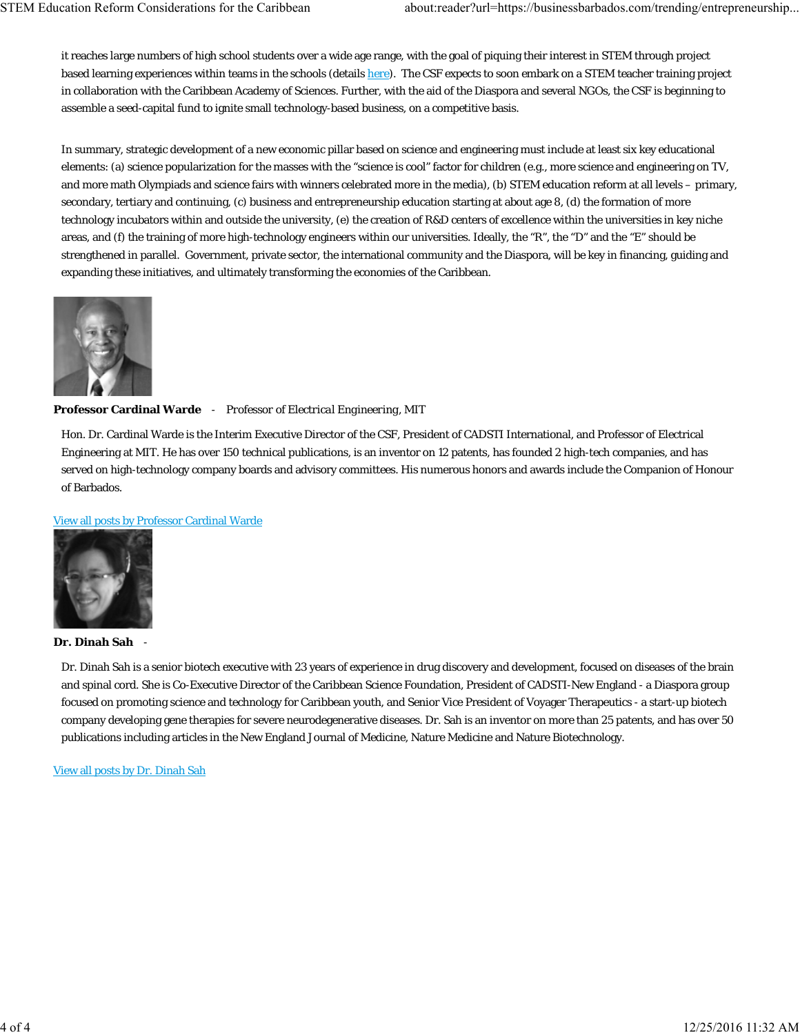it reaches large numbers of high school students over a wide age range, with the goal of piquing their interest in STEM through project based learning experiences within teams in the schools (details here). The CSF expects to soon embark on a STEM teacher training project in collaboration with the Caribbean Academy of Sciences. Further, with the aid of the Diaspora and several NGOs, the CSF is beginning to assemble a seed-capital fund to ignite small technology-based business, on a competitive basis.

In summary, strategic development of a new economic pillar based on science and engineering must include at least six key educational elements: (a) science popularization for the masses with the "science is cool" factor for children (e.g., more science and engineering on TV, and more math Olympiads and science fairs with winners celebrated more in the media), (b) STEM education reform at all levels – primary, secondary, tertiary and continuing, (c) business and entrepreneurship education starting at about age 8, (d) the formation of more technology incubators within and outside the university, (e) the creation of R&D centers of excellence within the universities in key niche areas, and (f) the training of more high-technology engineers within our universities. Ideally, the "R", the "D" and the "E" should be strengthened in parallel. Government, private sector, the international community and the Diaspora, will be key in financing, guiding and expanding these initiatives, and ultimately transforming the economies of the Caribbean.

**Professor Cardinal Warde** - Professor of Electrical Engineering, MIT

Hon. Dr. Cardinal Warde is the Interim Executive Director of the CSF, President of CADSTI International, and Professor of Electrical Engineering at MIT. He has over 150 technical publications, is an inventor on 12 patents, has founded 2 high-tech companies, and has served on high-technology company boards and advisory committees. His numerous honors and awards include the Companion of Honour of Barbados.

View all posts by Professor Cardinal Warde

**Dr. Dinah Sah** -

Dr. Dinah Sah is a senior biotech executive with 23 years of experience in drug discovery and development, focused on diseases of the brain and spinal cord. She is Co-Executive Director of the Caribbean Science Foundation, President of CADSTI-New England - a Diaspora group focused on promoting science and technology for Caribbean youth, and Senior Vice President of Voyager Therapeutics - a start-up biotech company developing gene therapies for severe neurodegenerative diseases. Dr. Sah is an inventor on more than 25 patents, and has over 50 publications including articles in the New England Journal of Medicine, Nature Medicine and Nature Biotechnology.

View all posts by Dr. Dinah Sah